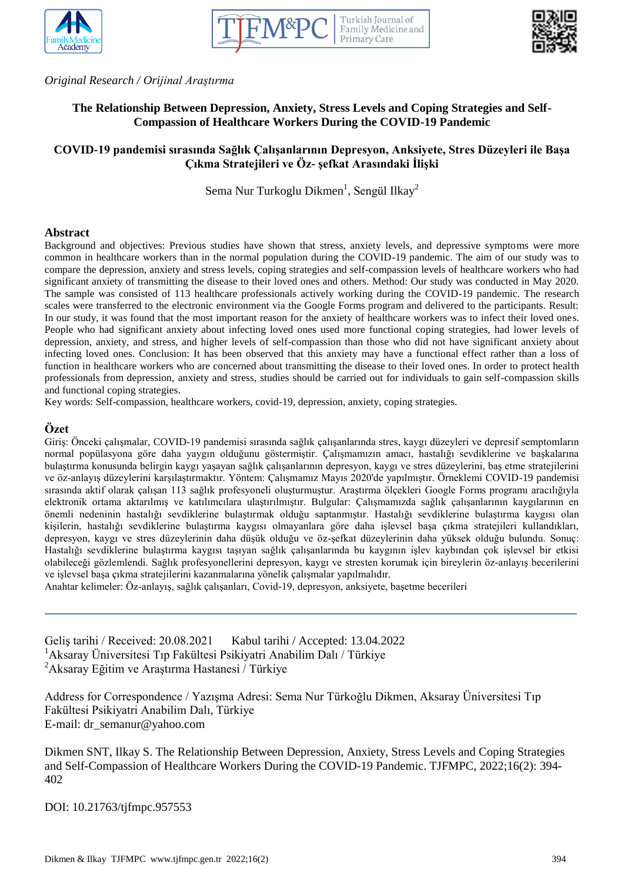*Original Research / Orijinal Araştırma*

# The Relationship Between Depression, Anxiety, Stress Levels and Coping Strategies and Self-Compassion of Healthcare Workers During the COVID-19 Pandemic

# COVID-19 pandemisi sırasında Sağlık Çalışanlarının Depresyon, Anksiyete, Stres Düzeyleri ile Başa Çıkma Stratejileri ve Öz- şefkat Arasındaki İlişki

Sema Nur Turkoglu Dikmen[1], Sengül Ilkay[2]

## Abstract

Background and objectives: Previous studies have shown that stress, anxiety levels, and depressive symptoms were more common in healthcare workers than in the normal population during the COVID-19 pandemic. The aim of our study was to compare the depression, anxiety and stress levels, coping strategies and self-compassion levels of healthcare workers who had significant anxiety of transmitting the disease to their loved ones and others. Method: Our study was conducted in May 2020. The sample was consisted of 113 healthcare professionals actively working during the COVID-19 pandemic. The research scales were transferred to the electronic environment via the Google Forms program and delivered to the participants. Result: In our study, it was found that the most important reason for the anxiety of healthcare workers was to infect their loved ones. People who had significant anxiety about infecting loved ones used more functional coping strategies, had lower levels of depression, anxiety, and stress, and higher levels of self-compassion than those who did not have significant anxiety about infecting loved ones. Conclusion: It has been observed that this anxiety may have a functional effect rather than a loss of function in healthcare workers who are concerned about transmitting the disease to their loved ones. In order to protect health professionals from depression, anxiety and stress, studies should be carried out for individuals to gain self-compassion skills and functional coping strategies.

Key words: Self-compassion, healthcare workers, covid-19, depression, anxiety, coping strategies.

## Özet

Giriş: Önceki çalışmalar, COVID-19 pandemisi sırasında sağlık çalışanlarında stres, kaygı düzeyleri ve depresif semptomların normal popülasyona göre daha yaygın olduğunu göstermiştir. Çalışmamızın amacı, hastalığı sevdiklerine ve başkalarına bulaştırma konusunda belirgin kaygı yaşayan sağlık çalışanlarının depresyon, kaygı ve stres düzeylerini, baş etme stratejilerini ve öz-anlayış düzeylerini karşılaştırmaktır. Yöntem: Çalışmamız Mayıs 2020'de yapılmıştır. Örneklemi COVID-19 pandemisi sırasında aktif olarak çalışan 113 sağlık profesyoneli oluşturmuştur. Araştırma ölçekleri Google Forms programı aracılığıyla elektronik ortama aktarılmış ve katılımcılara ulaştırılmıştır. Bulgular: Çalışmamızda sağlık çalışanlarının kaygılarının en önemli nedeninin hastalığı sevdiklerine bulaştırmak olduğu saptanmıştır. Hastalığı sevdiklerine bulaştırma kaygısı olan kişilerin, hastalığı sevdiklerine bulaştırma kaygısı olmayanlara göre daha işlevsel başa çıkma stratejileri kullandıkları, depresyon, kaygı ve stres düzeylerinin daha düşük olduğu ve öz-şefkat düzeylerinin daha yüksek olduğu bulundu. Sonuç: Hastalığı sevdiklerine bulaştırma kaygısı taşıyan sağlık çalışanlarında bu kaygının işlev kaybından çok işlevsel bir etkisi olabileceği gözlemlendi. Sağlık profesyonellerini depresyon, kaygı ve stresten korumak için bireylerin öz-anlayış becerilerini ve işlevsel başa çıkma stratejilerini kazanmalarına yönelik çalışmalar yapılmalıdır.

Anahtar kelimeler: Öz-anlayış, sağlık çalışanları, Covid-19, depresyon, anksiyete, başetme becerileri

---

Geliş tarihi / Received: 20.08.2021 Kabul tarihi / Accepted: 13.04.2022

[1]Aksaray Üniversitesi Tıp Fakültesi Psikiyatri Anabilim Dalı / Türkiye

[2]Aksaray Eğitim ve Araştırma Hastanesi / Türkiye

Address for Correspondence / Yazışma Adresi: Sema Nur Türkoğlu Dikmen, Aksaray Üniversitesi Tıp Fakültesi Psikiyatri Anabilim Dalı, Türkiye

E-mail: dr_semanur@yahoo.com

Dikmen SNT, Ilkay S. The Relationship Between Depression, Anxiety, Stress Levels and Coping Strategies and Self-Compassion of Healthcare Workers During the COVID-19 Pandemic. TJFMPC, 2022;16(2): 394-402

DOI: 10.21763/tjfmpc.957553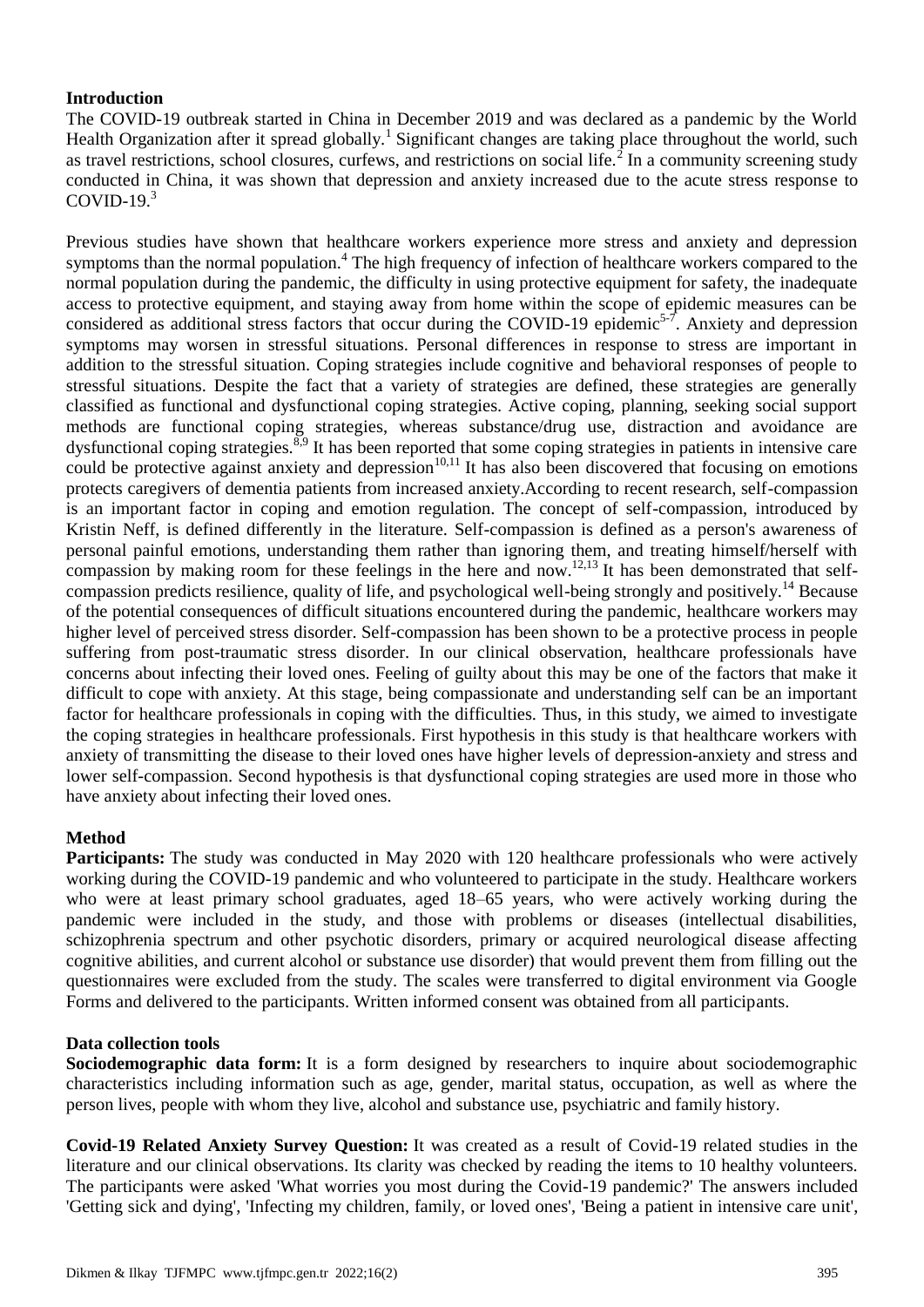## Introduction

The COVID-19 outbreak started in China in December 2019 and was declared as a pandemic by the World Health Organization after it spread globally.[1] Significant changes are taking place throughout the world, such as travel restrictions, school closures, curfews, and restrictions on social life.[2] In a community screening study conducted in China, it was shown that depression and anxiety increased due to the acute stress response to COVID-19.[3]

Previous studies have shown that healthcare workers experience more stress and anxiety and depression symptoms than the normal population.[4] The high frequency of infection of healthcare workers compared to the normal population during the pandemic, the difficulty in using protective equipment for safety, the inadequate access to protective equipment, and staying away from home within the scope of epidemic measures can be considered as additional stress factors that occur during the COVID-19 epidemic[5-7]. Anxiety and depression symptoms may worsen in stressful situations. Personal differences in response to stress are important in addition to the stressful situation. Coping strategies include cognitive and behavioral responses of people to stressful situations. Despite the fact that a variety of strategies are defined, these strategies are generally classified as functional and dysfunctional coping strategies. Active coping, planning, seeking social support methods are functional coping strategies, whereas substance/drug use, distraction and avoidance are dysfunctional coping strategies.[8,9] It has been reported that some coping strategies in patients in intensive care could be protective against anxiety and depression[10,11] It has also been discovered that focusing on emotions protects caregivers of dementia patients from increased anxiety.According to recent research, self-compassion is an important factor in coping and emotion regulation. The concept of self-compassion, introduced by Kristin Neff, is defined differently in the literature. Self-compassion is defined as a person's awareness of personal painful emotions, understanding them rather than ignoring them, and treating himself/herself with compassion by making room for these feelings in the here and now.[12,13] It has been demonstrated that self-compassion predicts resilience, quality of life, and psychological well-being strongly and positively.[14] Because of the potential consequences of difficult situations encountered during the pandemic, healthcare workers may higher level of perceived stress disorder. Self-compassion has been shown to be a protective process in people suffering from post-traumatic stress disorder. In our clinical observation, healthcare professionals have concerns about infecting their loved ones. Feeling of guilty about this may be one of the factors that make it difficult to cope with anxiety. At this stage, being compassionate and understanding self can be an important factor for healthcare professionals in coping with the difficulties. Thus, in this study, we aimed to investigate the coping strategies in healthcare professionals. First hypothesis in this study is that healthcare workers with anxiety of transmitting the disease to their loved ones have higher levels of depression-anxiety and stress and lower self-compassion. Second hypothesis is that dysfunctional coping strategies are used more in those who have anxiety about infecting their loved ones.

## Method

**Participants:** The study was conducted in May 2020 with 120 healthcare professionals who were actively working during the COVID-19 pandemic and who volunteered to participate in the study. Healthcare workers who were at least primary school graduates, aged 18–65 years, who were actively working during the pandemic were included in the study, and those with problems or diseases (intellectual disabilities, schizophrenia spectrum and other psychotic disorders, primary or acquired neurological disease affecting cognitive abilities, and current alcohol or substance use disorder) that would prevent them from filling out the questionnaires were excluded from the study. The scales were transferred to digital environment via Google Forms and delivered to the participants. Written informed consent was obtained from all participants.

### Data collection tools

**Sociodemographic data form:** It is a form designed by researchers to inquire about sociodemographic characteristics including information such as age, gender, marital status, occupation, as well as where the person lives, people with whom they live, alcohol and substance use, psychiatric and family history.

**Covid-19 Related Anxiety Survey Question:** It was created as a result of Covid-19 related studies in the literature and our clinical observations. Its clarity was checked by reading the items to 10 healthy volunteers. The participants were asked 'What worries you most during the Covid-19 pandemic?' The answers included 'Getting sick and dying', 'Infecting my children, family, or loved ones', 'Being a patient in intensive care unit',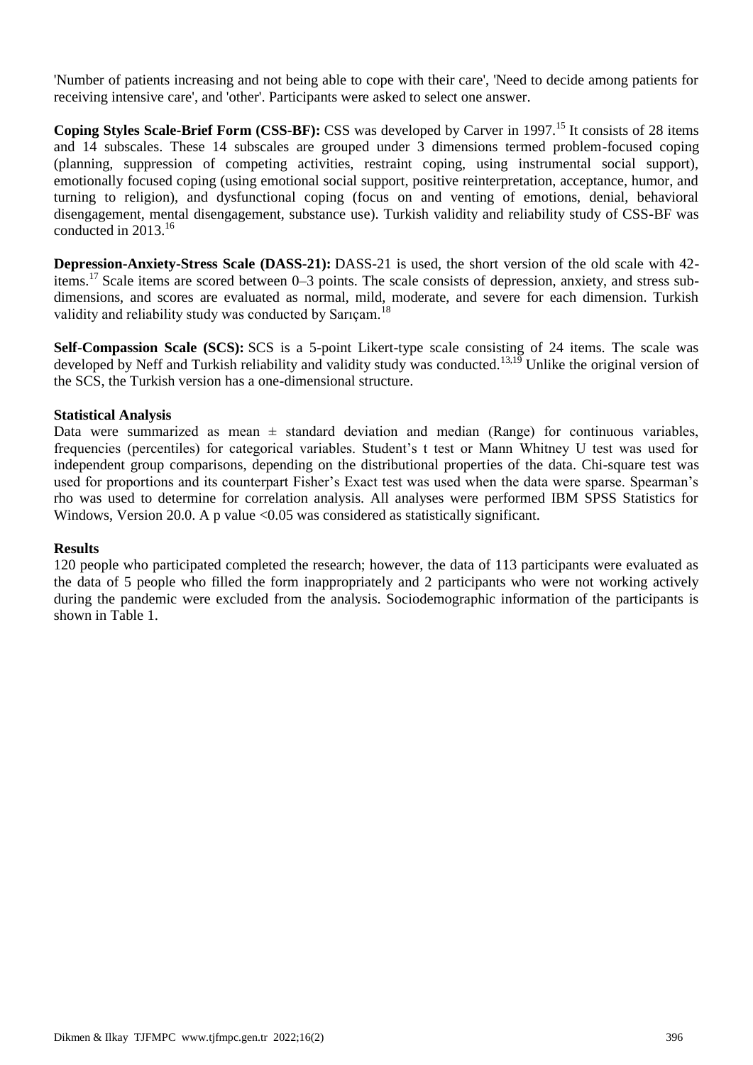'Number of patients increasing and not being able to cope with their care', 'Need to decide among patients for receiving intensive care', and 'other'. Participants were asked to select one answer.

**Coping Styles Scale-Brief Form (CSS-BF):** CSS was developed by Carver in 1997.[15] It consists of 28 items and 14 subscales. These 14 subscales are grouped under 3 dimensions termed problem-focused coping (planning, suppression of competing activities, restraint coping, using instrumental social support), emotionally focused coping (using emotional social support, positive reinterpretation, acceptance, humor, and turning to religion), and dysfunctional coping (focus on and venting of emotions, denial, behavioral disengagement, mental disengagement, substance use). Turkish validity and reliability study of CSS-BF was conducted in 2013.[16]

**Depression-Anxiety-Stress Scale (DASS-21):** DASS-21 is used, the short version of the old scale with 42-items.[17] Scale items are scored between 0–3 points. The scale consists of depression, anxiety, and stress sub-dimensions, and scores are evaluated as normal, mild, moderate, and severe for each dimension. Turkish validity and reliability study was conducted by Sarıçam.[18]

**Self-Compassion Scale (SCS):** SCS is a 5-point Likert-type scale consisting of 24 items. The scale was developed by Neff and Turkish reliability and validity study was conducted.[13,19] Unlike the original version of the SCS, the Turkish version has a one-dimensional structure.

### Statistical Analysis

Data were summarized as mean ± standard deviation and median (Range) for continuous variables, frequencies (percentiles) for categorical variables. Student's t test or Mann Whitney U test was used for independent group comparisons, depending on the distributional properties of the data. Chi-square test was used for proportions and its counterpart Fisher's Exact test was used when the data were sparse. Spearman's rho was used to determine for correlation analysis. All analyses were performed IBM SPSS Statistics for Windows, Version 20.0. A p value <0.05 was considered as statistically significant.

### Results

120 people who participated completed the research; however, the data of 113 participants were evaluated as the data of 5 people who filled the form inappropriately and 2 participants who were not working actively during the pandemic were excluded from the analysis. Sociodemographic information of the participants is shown in Table 1.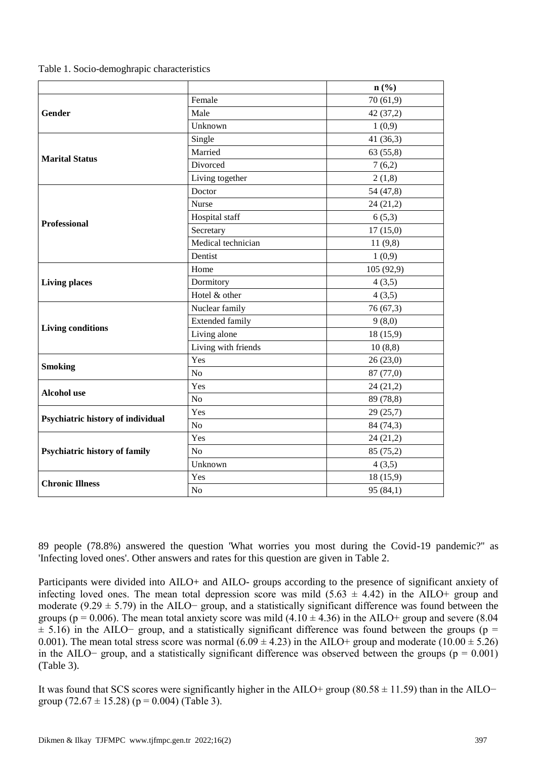Table 1. Socio-demoghrapic characteristics

| | | n (%) |
|---|---|---|
| **Gender** | Female | 70 (61,9) |
| | Male | 42 (37,2) |
| | Unknown | 1 (0,9) |
| **Marital Status** | Single | 41 (36,3) |
| | Married | 63 (55,8) |
| | Divorced | 7 (6,2) |
| | Living together | 2 (1,8) |
| **Professional** | Doctor | 54 (47,8) |
| | Nurse | 24 (21,2) |
| | Hospital staff | 6 (5,3) |
| | Secretary | 17 (15,0) |
| | Medical technician | 11 (9,8) |
| | Dentist | 1 (0,9) |
| **Living places** | Home | 105 (92,9) |
| | Dormitory | 4 (3,5) |
| | Hotel & other | 4 (3,5) |
| **Living conditions** | Nuclear family | 76 (67,3) |
| | Extended family | 9 (8,0) |
| | Living alone | 18 (15,9) |
| | Living with friends | 10 (8,8) |
| **Smoking** | Yes | 26 (23,0) |
| | No | 87 (77,0) |
| **Alcohol use** | Yes | 24 (21,2) |
| | No | 89 (78,8) |
| **Psychiatric history of individual** | Yes | 29 (25,7) |
| | No | 84 (74,3) |
| **Psychiatric history of family** | Yes | 24 (21,2) |
| | No | 85 (75,2) |
| | Unknown | 4 (3,5) |
| **Chronic Illness** | Yes | 18 (15,9) |
| | No | 95 (84,1) |

89 people (78.8%) answered the question 'What worries you most during the Covid-19 pandemic?" as 'Infecting loved ones'. Other answers and rates for this question are given in Table 2.

Participants were divided into AILO+ and AILO- groups according to the presence of significant anxiety of infecting loved ones. The mean total depression score was mild ($5.63 \pm 4.42$) in the AILO+ group and moderate ($9.29 \pm 5.79$) in the AILO− group, and a statistically significant difference was found between the groups ($p = 0.006$). The mean total anxiety score was mild ($4.10 \pm 4.36$) in the AILO+ group and severe ($8.04 \pm 5.16$) in the AILO− group, and a statistically significant difference was found between the groups ($p = 0.001$). The mean total stress score was normal ($6.09 \pm 4.23$) in the AILO+ group and moderate ($10.00 \pm 5.26$) in the AILO− group, and a statistically significant difference was observed between the groups ($p = 0.001$) (Table 3).

It was found that SCS scores were significantly higher in the AILO+ group ($80.58 \pm 11.59$) than in the AILO− group ($72.67 \pm 15.28$) ($p = 0.004$) (Table 3).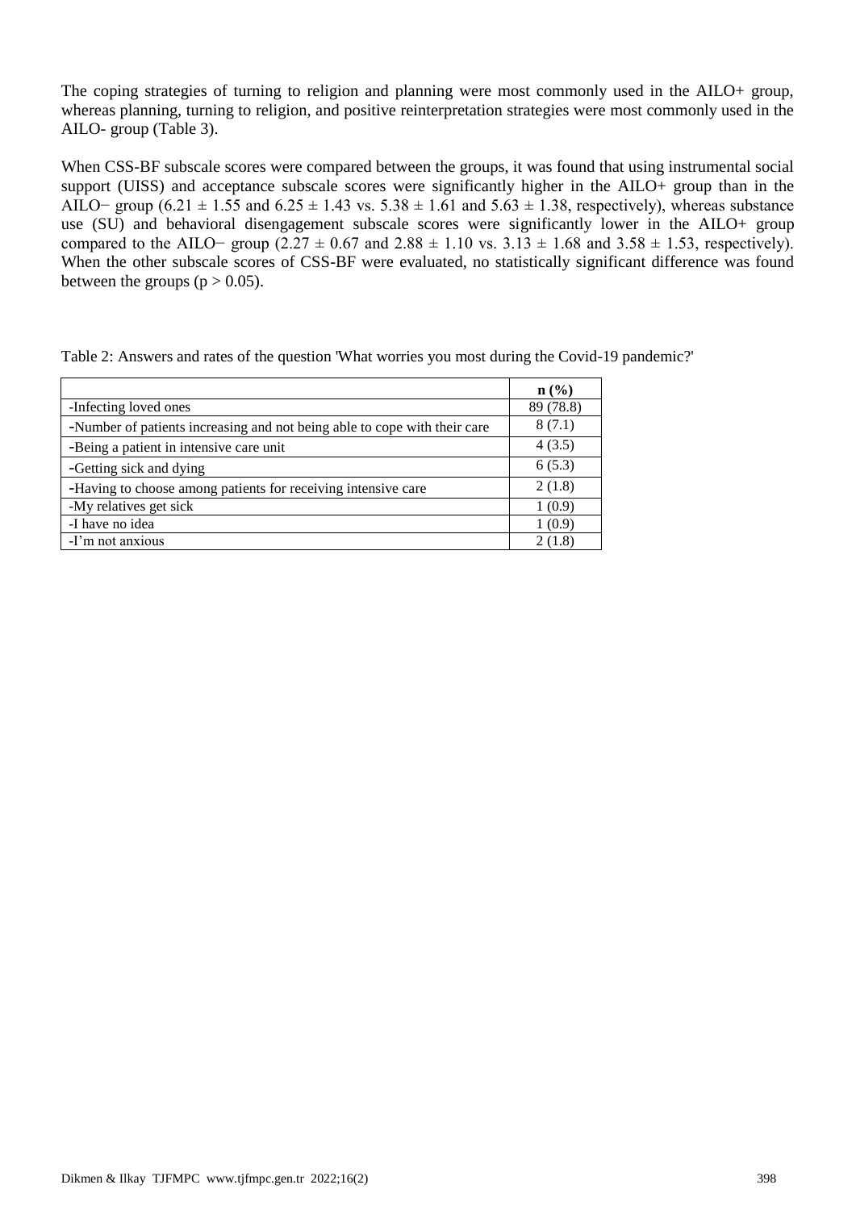The coping strategies of turning to religion and planning were most commonly used in the AILO+ group, whereas planning, turning to religion, and positive reinterpretation strategies were most commonly used in the AILO- group (Table 3).

When CSS-BF subscale scores were compared between the groups, it was found that using instrumental social support (UISS) and acceptance subscale scores were significantly higher in the AILO+ group than in the AILO− group ($6.21 \pm 1.55$ and $6.25 \pm 1.43$ vs. $5.38 \pm 1.61$ and $5.63 \pm 1.38$, respectively), whereas substance use (SU) and behavioral disengagement subscale scores were significantly lower in the AILO+ group compared to the AILO− group ($2.27 \pm 0.67$ and $2.88 \pm 1.10$ vs. $3.13 \pm 1.68$ and $3.58 \pm 1.53$, respectively). When the other subscale scores of CSS-BF were evaluated, no statistically significant difference was found between the groups ($p > 0.05$).

Table 2: Answers and rates of the question 'What worries you most during the Covid-19 pandemic?'

| | **n (%)** |
|---|---|
| -Infecting loved ones | 89 (78.8) |
| -Number of patients increasing and not being able to cope with their care | 8 (7.1) |
| -Being a patient in intensive care unit | 4 (3.5) |
| -Getting sick and dying | 6 (5.3) |
| -Having to choose among patients for receiving intensive care | 2 (1.8) |
| -My relatives get sick | 1 (0.9) |
| -I have no idea | 1 (0.9) |
| -I'm not anxious | 2 (1.8) |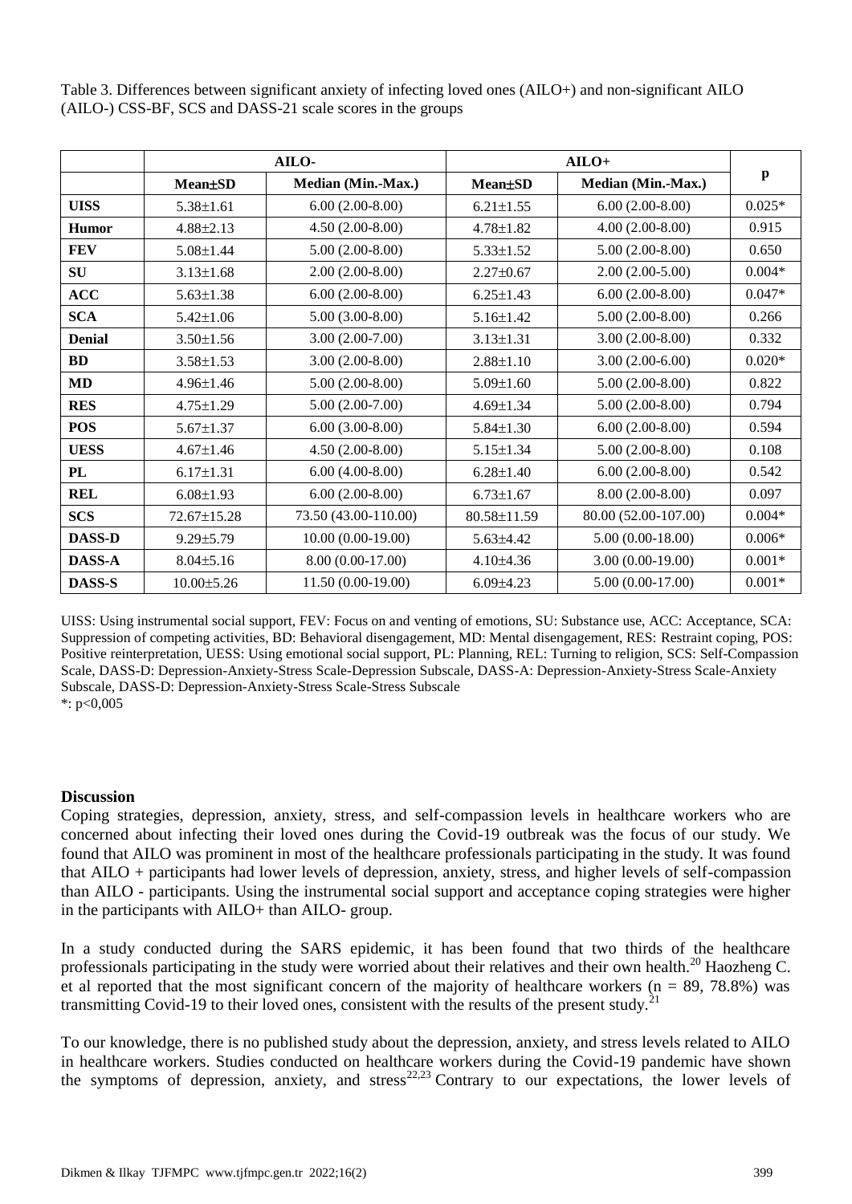Table 3. Differences between significant anxiety of infecting loved ones (AILO+) and non-significant AILO (AILO-) CSS-BF, SCS and DASS-21 scale scores in the groups

| | AILO- | | AILO+ | | p |
|---|---|---|---|---|---|
| | **Mean±SD** | **Median (Min.-Max.)** | **Mean±SD** | **Median (Min.-Max.)** | |
| **UISS** | 5.38±1.61 | 6.00 (2.00-8.00) | 6.21±1.55 | 6.00 (2.00-8.00) | 0.025* |
| **Humor** | 4.88±2.13 | 4.50 (2.00-8.00) | 4.78±1.82 | 4.00 (2.00-8.00) | 0.915 |
| **FEV** | 5.08±1.44 | 5.00 (2.00-8.00) | 5.33±1.52 | 5.00 (2.00-8.00) | 0.650 |
| **SU** | 3.13±1.68 | 2.00 (2.00-8.00) | 2.27±0.67 | 2.00 (2.00-5.00) | 0.004* |
| **ACC** | 5.63±1.38 | 6.00 (2.00-8.00) | 6.25±1.43 | 6.00 (2.00-8.00) | 0.047* |
| **SCA** | 5.42±1.06 | 5.00 (3.00-8.00) | 5.16±1.42 | 5.00 (2.00-8.00) | 0.266 |
| **Denial** | 3.50±1.56 | 3.00 (2.00-7.00) | 3.13±1.31 | 3.00 (2.00-8.00) | 0.332 |
| **BD** | 3.58±1.53 | 3.00 (2.00-8.00) | 2.88±1.10 | 3.00 (2.00-6.00) | 0.020* |
| **MD** | 4.96±1.46 | 5.00 (2.00-8.00) | 5.09±1.60 | 5.00 (2.00-8.00) | 0.822 |
| **RES** | 4.75±1.29 | 5.00 (2.00-7.00) | 4.69±1.34 | 5.00 (2.00-8.00) | 0.794 |
| **POS** | 5.67±1.37 | 6.00 (3.00-8.00) | 5.84±1.30 | 6.00 (2.00-8.00) | 0.594 |
| **UESS** | 4.67±1.46 | 4.50 (2.00-8.00) | 5.15±1.34 | 5.00 (2.00-8.00) | 0.108 |
| **PL** | 6.17±1.31 | 6.00 (4.00-8.00) | 6.28±1.40 | 6.00 (2.00-8.00) | 0.542 |
| **REL** | 6.08±1.93 | 6.00 (2.00-8.00) | 6.73±1.67 | 8.00 (2.00-8.00) | 0.097 |
| **SCS** | 72.67±15.28 | 73.50 (43.00-110.00) | 80.58±11.59 | 80.00 (52.00-107.00) | 0.004* |
| **DASS-D** | 9.29±5.79 | 10.00 (0.00-19.00) | 5.63±4.42 | 5.00 (0.00-18.00) | 0.006* |
| **DASS-A** | 8.04±5.16 | 8.00 (0.00-17.00) | 4.10±4.36 | 3.00 (0.00-19.00) | 0.001* |
| **DASS-S** | 10.00±5.26 | 11.50 (0.00-19.00) | 6.09±4.23 | 5.00 (0.00-17.00) | 0.001* |

UISS: Using instrumental social support, FEV: Focus on and venting of emotions, SU: Substance use, ACC: Acceptance, SCA: Suppression of competing activities, BD: Behavioral disengagement, MD: Mental disengagement, RES: Restraint coping, POS: Positive reinterpretation, UESS: Using emotional social support, PL: Planning, REL: Turning to religion, SCS: Self-Compassion Scale, DASS-D: Depression-Anxiety-Stress Scale-Depression Subscale, DASS-A: Depression-Anxiety-Stress Scale-Anxiety Subscale, DASS-D: Depression-Anxiety-Stress Scale-Stress Subscale
*: p<0,005

**Discussion**

Coping strategies, depression, anxiety, stress, and self-compassion levels in healthcare workers who are concerned about infecting their loved ones during the Covid-19 outbreak was the focus of our study. We found that AILO was prominent in most of the healthcare professionals participating in the study. It was found that AILO + participants had lower levels of depression, anxiety, stress, and higher levels of self-compassion than AILO - participants. Using the instrumental social support and acceptance coping strategies were higher in the participants with AILO+ than AILO- group.

In a study conducted during the SARS epidemic, it has been found that two thirds of the healthcare professionals participating in the study were worried about their relatives and their own health.[20] Haozheng C. et al reported that the most significant concern of the majority of healthcare workers (n = 89, 78.8%) was transmitting Covid-19 to their loved ones, consistent with the results of the present study.[21]

To our knowledge, there is no published study about the depression, anxiety, and stress levels related to AILO in healthcare workers. Studies conducted on healthcare workers during the Covid-19 pandemic have shown the symptoms of depression, anxiety, and stress[22,23] Contrary to our expectations, the lower levels of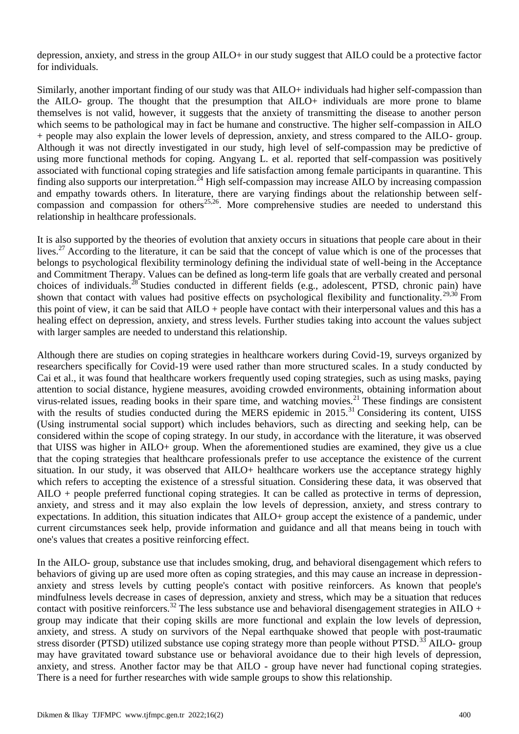depression, anxiety, and stress in the group AILO+ in our study suggest that AILO could be a protective factor for individuals.

Similarly, another important finding of our study was that AILO+ individuals had higher self-compassion than the AILO- group. The thought that the presumption that AILO+ individuals are more prone to blame themselves is not valid, however, it suggests that the anxiety of transmitting the disease to another person which seems to be pathological may in fact be humane and constructive. The higher self-compassion in AILO + people may also explain the lower levels of depression, anxiety, and stress compared to the AILO- group. Although it was not directly investigated in our study, high level of self-compassion may be predictive of using more functional methods for coping. Angyang L. et al. reported that self-compassion was positively associated with functional coping strategies and life satisfaction among female participants in quarantine. This finding also supports our interpretation.[24] High self-compassion may increase AILO by increasing compassion and empathy towards others. In literature, there are varying findings about the relationship between self-compassion and compassion for others[25,26]. More comprehensive studies are needed to understand this relationship in healthcare professionals.

It is also supported by the theories of evolution that anxiety occurs in situations that people care about in their lives.[27] According to the literature, it can be said that the concept of value which is one of the processes that belongs to psychological flexibility terminology defining the individual state of well-being in the Acceptance and Commitment Therapy. Values can be defined as long-term life goals that are verbally created and personal choices of individuals.[28] Studies conducted in different fields (e.g., adolescent, PTSD, chronic pain) have shown that contact with values had positive effects on psychological flexibility and functionality.[29,30] From this point of view, it can be said that AILO + people have contact with their interpersonal values and this has a healing effect on depression, anxiety, and stress levels. Further studies taking into account the values subject with larger samples are needed to understand this relationship.

Although there are studies on coping strategies in healthcare workers during Covid-19, surveys organized by researchers specifically for Covid-19 were used rather than more structured scales. In a study conducted by Cai et al., it was found that healthcare workers frequently used coping strategies, such as using masks, paying attention to social distance, hygiene measures, avoiding crowded environments, obtaining information about virus-related issues, reading books in their spare time, and watching movies.[21] These findings are consistent with the results of studies conducted during the MERS epidemic in 2015.[31] Considering its content, UISS (Using instrumental social support) which includes behaviors, such as directing and seeking help, can be considered within the scope of coping strategy. In our study, in accordance with the literature, it was observed that UISS was higher in AILO+ group. When the aforementioned studies are examined, they give us a clue that the coping strategies that healthcare professionals prefer to use acceptance the existence of the current situation. In our study, it was observed that AILO+ healthcare workers use the acceptance strategy highly which refers to accepting the existence of a stressful situation. Considering these data, it was observed that AILO + people preferred functional coping strategies. It can be called as protective in terms of depression, anxiety, and stress and it may also explain the low levels of depression, anxiety, and stress contrary to expectations. In addition, this situation indicates that AILO+ group accept the existence of a pandemic, under current circumstances seek help, provide information and guidance and all that means being in touch with one's values that creates a positive reinforcing effect.

In the AILO- group, substance use that includes smoking, drug, and behavioral disengagement which refers to behaviors of giving up are used more often as coping strategies, and this may cause an increase in depression-anxiety and stress levels by cutting people's contact with positive reinforcers. As known that people's mindfulness levels decrease in cases of depression, anxiety and stress, which may be a situation that reduces contact with positive reinforcers.[32] The less substance use and behavioral disengagement strategies in AILO + group may indicate that their coping skills are more functional and explain the low levels of depression, anxiety, and stress. A study on survivors of the Nepal earthquake showed that people with post-traumatic stress disorder (PTSD) utilized substance use coping strategy more than people without PTSD.[33] AILO- group may have gravitated toward substance use or behavioral avoidance due to their high levels of depression, anxiety, and stress. Another factor may be that AILO - group have never had functional coping strategies. There is a need for further researches with wide sample groups to show this relationship.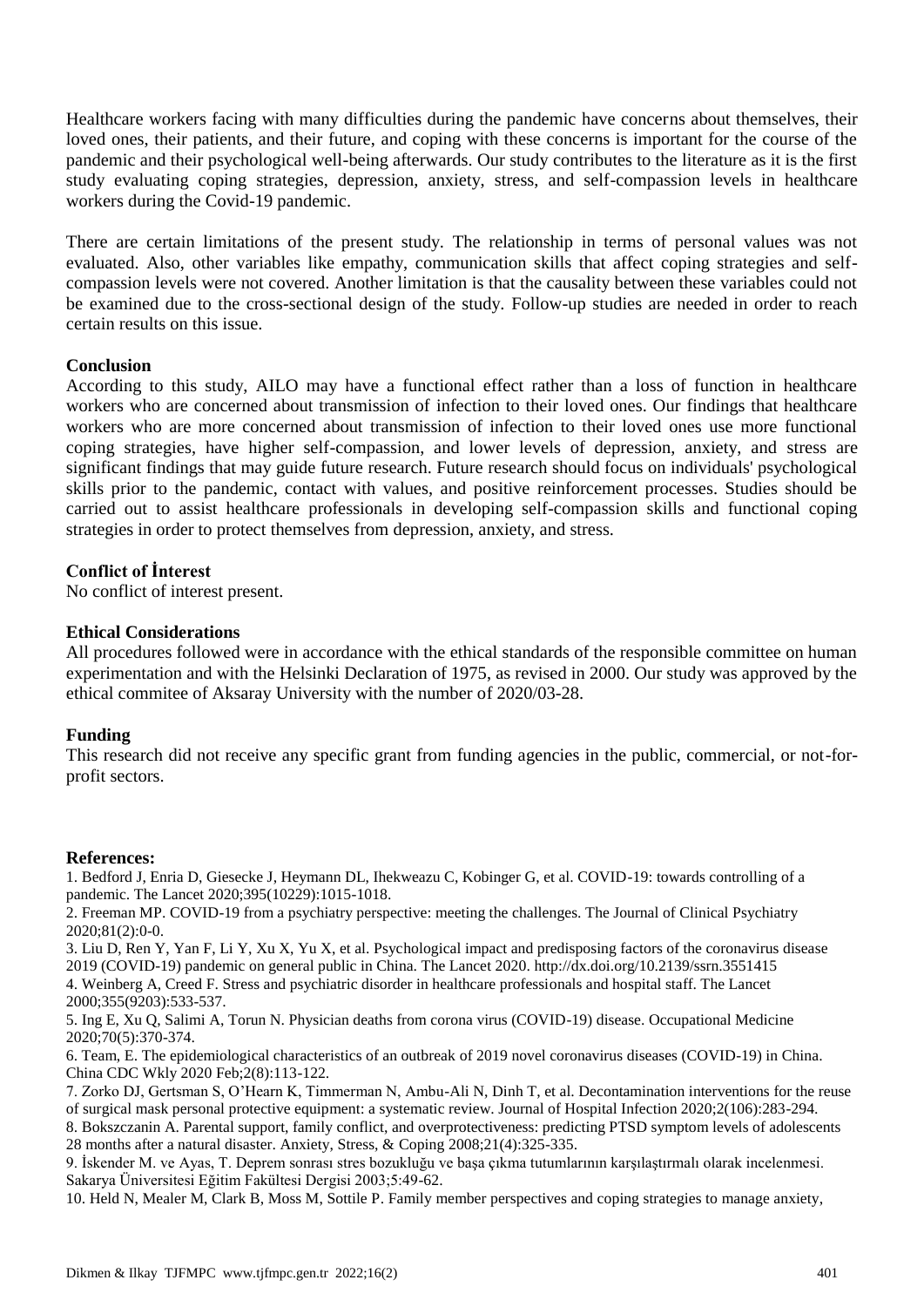Healthcare workers facing with many difficulties during the pandemic have concerns about themselves, their loved ones, their patients, and their future, and coping with these concerns is important for the course of the pandemic and their psychological well-being afterwards. Our study contributes to the literature as it is the first study evaluating coping strategies, depression, anxiety, stress, and self-compassion levels in healthcare workers during the Covid-19 pandemic.

There are certain limitations of the present study. The relationship in terms of personal values was not evaluated. Also, other variables like empathy, communication skills that affect coping strategies and self-compassion levels were not covered. Another limitation is that the causality between these variables could not be examined due to the cross-sectional design of the study. Follow-up studies are needed in order to reach certain results on this issue.

## Conclusion

According to this study, AILO may have a functional effect rather than a loss of function in healthcare workers who are concerned about transmission of infection to their loved ones. Our findings that healthcare workers who are more concerned about transmission of infection to their loved ones use more functional coping strategies, have higher self-compassion, and lower levels of depression, anxiety, and stress are significant findings that may guide future research. Future research should focus on individuals' psychological skills prior to the pandemic, contact with values, and positive reinforcement processes. Studies should be carried out to assist healthcare professionals in developing self-compassion skills and functional coping strategies in order to protect themselves from depression, anxiety, and stress.

## Conflict of İnterest

No conflict of interest present.

## Ethical Considerations

All procedures followed were in accordance with the ethical standards of the responsible committee on human experimentation and with the Helsinki Declaration of 1975, as revised in 2000. Our study was approved by the ethical commitee of Aksaray University with the number of 2020/03-28.

## Funding

This research did not receive any specific grant from funding agencies in the public, commercial, or not-for-profit sectors.

## References:

1. Bedford J, Enria D, Giesecke J, Heymann DL, Ihekweazu C, Kobinger G, et al. COVID-19: towards controlling of a pandemic. The Lancet 2020;395(10229):1015-1018.
2. Freeman MP. COVID-19 from a psychiatry perspective: meeting the challenges. The Journal of Clinical Psychiatry 2020;81(2):0-0.
3. Liu D, Ren Y, Yan F, Li Y, Xu X, Yu X, et al. Psychological impact and predisposing factors of the coronavirus disease 2019 (COVID-19) pandemic on general public in China. The Lancet 2020. http://dx.doi.org/10.2139/ssrn.3551415
4. Weinberg A, Creed F. Stress and psychiatric disorder in healthcare professionals and hospital staff. The Lancet 2000;355(9203):533-537.
5. Ing E, Xu Q, Salimi A, Torun N. Physician deaths from corona virus (COVID-19) disease. Occupational Medicine 2020;70(5):370-374.
6. Team, E. The epidemiological characteristics of an outbreak of 2019 novel coronavirus diseases (COVID-19) in China. China CDC Wkly 2020 Feb;2(8):113-122.
7. Zorko DJ, Gertsman S, O'Hearn K, Timmerman N, Ambu-Ali N, Dinh T, et al. Decontamination interventions for the reuse of surgical mask personal protective equipment: a systematic review. Journal of Hospital Infection 2020;2(106):283-294.
8. Bokszczanin A. Parental support, family conflict, and overprotectiveness: predicting PTSD symptom levels of adolescents 28 months after a natural disaster. Anxiety, Stress, & Coping 2008;21(4):325-335.
9. İskender M. ve Ayas, T. Deprem sonrası stres bozukluğu ve başa çıkma tutumlarının karşılaştırmalı olarak incelenmesi. Sakarya Üniversitesi Eğitim Fakültesi Dergisi 2003;5:49-62.
10. Held N, Mealer M, Clark B, Moss M, Sottile P. Family member perspectives and coping strategies to manage anxiety,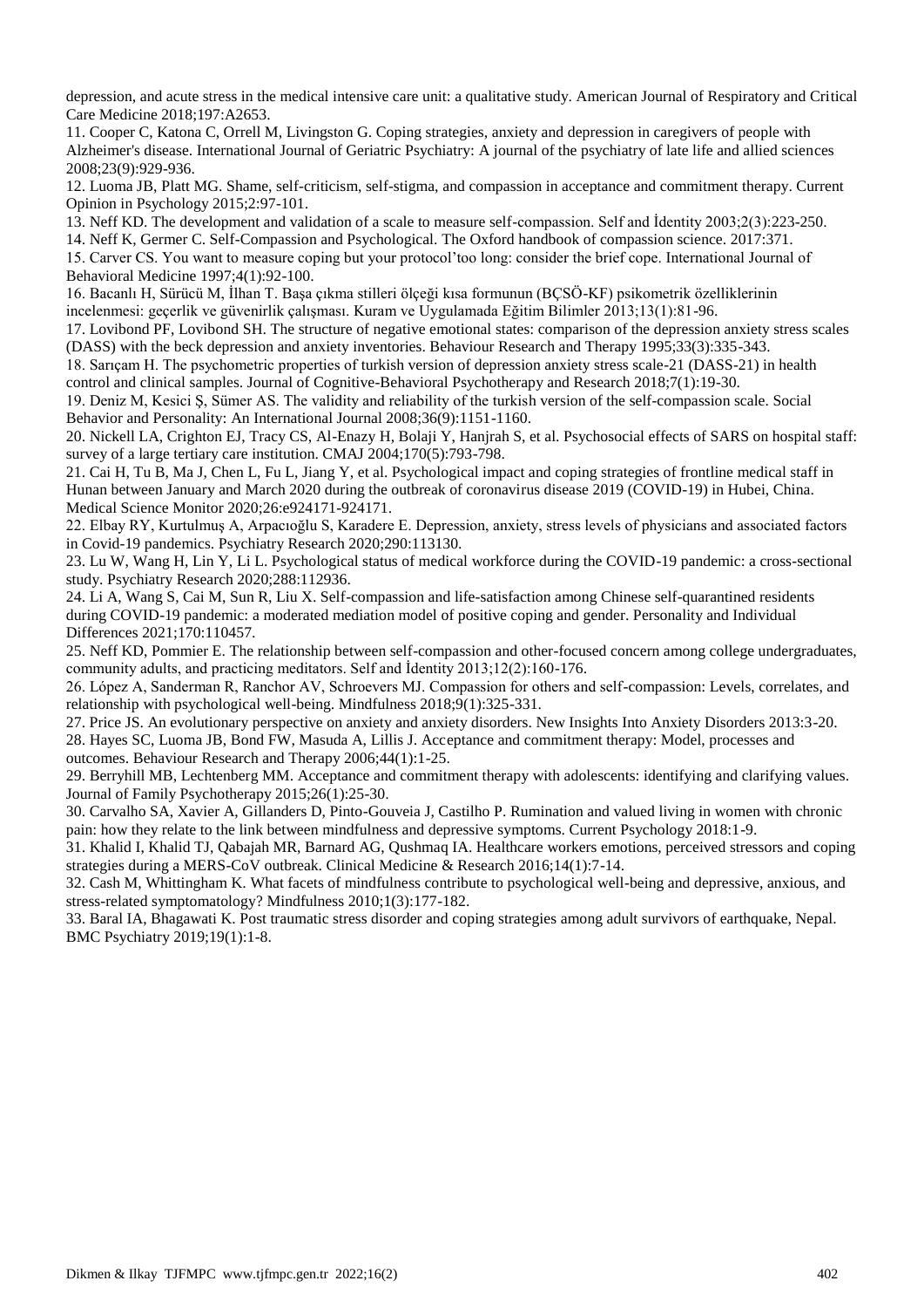depression, and acute stress in the medical intensive care unit: a qualitative study. American Journal of Respiratory and Critical Care Medicine 2018;197:A2653.

11. Cooper C, Katona C, Orrell M, Livingston G. Coping strategies, anxiety and depression in caregivers of people with Alzheimer's disease. International Journal of Geriatric Psychiatry: A journal of the psychiatry of late life and allied sciences 2008;23(9):929-936.

12. Luoma JB, Platt MG. Shame, self-criticism, self-stigma, and compassion in acceptance and commitment therapy. Current Opinion in Psychology 2015;2:97-101.

13. Neff KD. The development and validation of a scale to measure self-compassion. Self and İdentity 2003;2(3):223-250.

14. Neff K, Germer C. Self-Compassion and Psychological. The Oxford handbook of compassion science. 2017:371.

15. Carver CS. You want to measure coping but your protocol'too long: consider the brief cope. International Journal of Behavioral Medicine 1997;4(1):92-100.

16. Bacanlı H, Sürücü M, İlhan T. Başa çıkma stilleri ölçeği kısa formunun (BÇSÖ-KF) psikometrik özelliklerinin incelenmesi: geçerlik ve güvenirlik çalışması. Kuram ve Uygulamada Eğitim Bilimler 2013;13(1):81-96.

17. Lovibond PF, Lovibond SH. The structure of negative emotional states: comparison of the depression anxiety stress scales (DASS) with the beck depression and anxiety inventories. Behaviour Research and Therapy 1995;33(3):335-343.

18. Sarıçam H. The psychometric properties of turkish version of depression anxiety stress scale-21 (DASS-21) in health control and clinical samples. Journal of Cognitive-Behavioral Psychotherapy and Research 2018;7(1):19-30.

19. Deniz M, Kesici Ş, Sümer AS. The validity and reliability of the turkish version of the self-compassion scale. Social Behavior and Personality: An International Journal 2008;36(9):1151-1160.

20. Nickell LA, Crighton EJ, Tracy CS, Al-Enazy H, Bolaji Y, Hanjrah S, et al. Psychosocial effects of SARS on hospital staff: survey of a large tertiary care institution. CMAJ 2004;170(5):793-798.

21. Cai H, Tu B, Ma J, Chen L, Fu L, Jiang Y, et al. Psychological impact and coping strategies of frontline medical staff in Hunan between January and March 2020 during the outbreak of coronavirus disease 2019 (COVID-19) in Hubei, China. Medical Science Monitor 2020;26:e924171-924171.

22. Elbay RY, Kurtulmuş A, Arpacıoğlu S, Karadere E. Depression, anxiety, stress levels of physicians and associated factors in Covid-19 pandemics. Psychiatry Research 2020;290:113130.

23. Lu W, Wang H, Lin Y, Li L. Psychological status of medical workforce during the COVID-19 pandemic: a cross-sectional study. Psychiatry Research 2020;288:112936.

24. Li A, Wang S, Cai M, Sun R, Liu X. Self-compassion and life-satisfaction among Chinese self-quarantined residents during COVID-19 pandemic: a moderated mediation model of positive coping and gender. Personality and Individual Differences 2021;170:110457.

25. Neff KD, Pommier E. The relationship between self-compassion and other-focused concern among college undergraduates, community adults, and practicing meditators. Self and İdentity 2013;12(2):160-176.

26. López A, Sanderman R, Ranchor AV, Schroevers MJ. Compassion for others and self-compassion: Levels, correlates, and relationship with psychological well-being. Mindfulness 2018;9(1):325-331.

27. Price JS. An evolutionary perspective on anxiety and anxiety disorders. New Insights Into Anxiety Disorders 2013:3-20.

28. Hayes SC, Luoma JB, Bond FW, Masuda A, Lillis J. Acceptance and commitment therapy: Model, processes and outcomes. Behaviour Research and Therapy 2006;44(1):1-25.

29. Berryhill MB, Lechtenberg MM. Acceptance and commitment therapy with adolescents: identifying and clarifying values. Journal of Family Psychotherapy 2015;26(1):25-30.

30. Carvalho SA, Xavier A, Gillanders D, Pinto-Gouveia J, Castilho P. Rumination and valued living in women with chronic pain: how they relate to the link between mindfulness and depressive symptoms. Current Psychology 2018:1-9.

31. Khalid I, Khalid TJ, Qabajah MR, Barnard AG, Qushmaq IA. Healthcare workers emotions, perceived stressors and coping strategies during a MERS-CoV outbreak. Clinical Medicine & Research 2016;14(1):7-14.

32. Cash M, Whittingham K. What facets of mindfulness contribute to psychological well-being and depressive, anxious, and stress-related symptomatology? Mindfulness 2010;1(3):177-182.

33. Baral IA, Bhagawati K. Post traumatic stress disorder and coping strategies among adult survivors of earthquake, Nepal. BMC Psychiatry 2019;19(1):1-8.